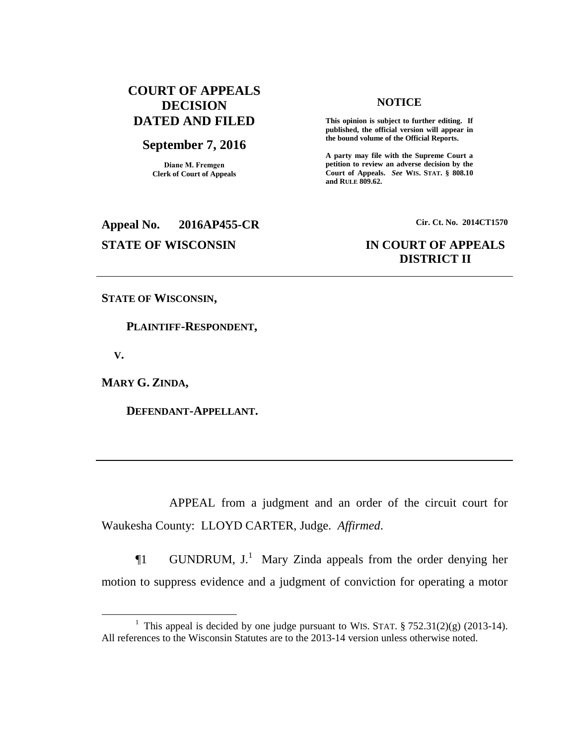**COURT OF APPEALS DECISION DATED AND FILED**

**September 7, 2016**

**Diane M. Fremgen**
**Clerk of Court of Appeals**

**NOTICE**

**This opinion is subject to further editing. If published, the official version will appear in the bound volume of the Official Reports.**

**A party may file with the Supreme Court a petition to review an adverse decision by the Court of Appeals. *See* WIS. STAT. § 808.10 and RULE 809.62.**

**Appeal No. 2016AP455-CR**

**Cir. Ct. No. 2014CT1570**

**STATE OF WISCONSIN**

**IN COURT OF APPEALS**
**DISTRICT II**

---

**STATE OF WISCONSIN,**

**PLAINTIFF-RESPONDENT,**

**V.**

**MARY G. ZINDA,**

**DEFENDANT-APPELLANT.**

---

APPEAL from a judgment and an order of the circuit court for Waukesha County: LLOYD CARTER, Judge. *Affirmed*.

¶1 GUNDRUM, J.[1] Mary Zinda appeals from the order denying her motion to suppress evidence and a judgment of conviction for operating a motor

[1] This appeal is decided by one judge pursuant to WIS. STAT. § 752.31(2)(g) (2013-14). All references to the Wisconsin Statutes are to the 2013-14 version unless otherwise noted.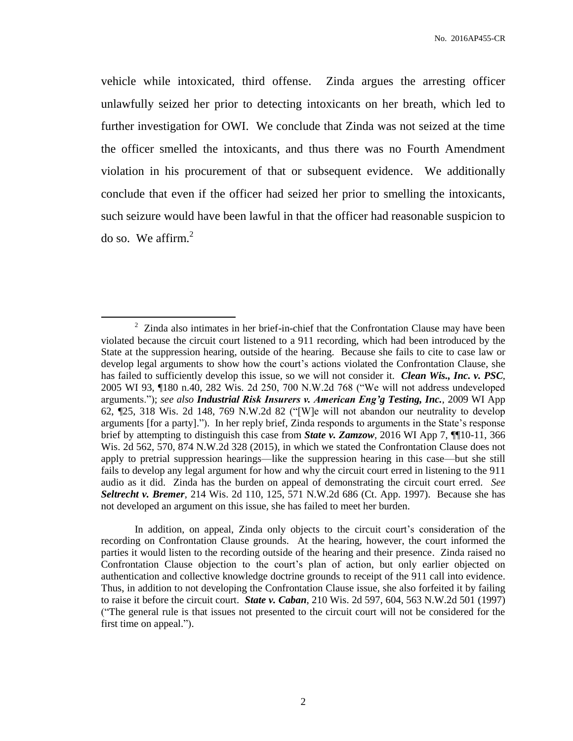vehicle while intoxicated, third offense. Zinda argues the arresting officer unlawfully seized her prior to detecting intoxicants on her breath, which led to further investigation for OWI. We conclude that Zinda was not seized at the time the officer smelled the intoxicants, and thus there was no Fourth Amendment violation in his procurement of that or subsequent evidence. We additionally conclude that even if the officer had seized her prior to smelling the intoxicants, such seizure would have been lawful in that the officer had reasonable suspicion to do so. We affirm.[2]

---

[2] Zinda also intimates in her brief-in-chief that the Confrontation Clause may have been violated because the circuit court listened to a 911 recording, which had been introduced by the State at the suppression hearing, outside of the hearing. Because she fails to cite to case law or develop legal arguments to show how the court's actions violated the Confrontation Clause, she has failed to sufficiently develop this issue, so we will not consider it. ***Clean Wis., Inc. v. PSC***, 2005 WI 93, ¶180 n.40, 282 Wis. 2d 250, 700 N.W.2d 768 ("We will not address undeveloped arguments."); *see also* ***Industrial Risk Insurers v. American Eng'g Testing, Inc.***, 2009 WI App 62, ¶25, 318 Wis. 2d 148, 769 N.W.2d 82 ("[W]e will not abandon our neutrality to develop arguments [for a party]."). In her reply brief, Zinda responds to arguments in the State's response brief by attempting to distinguish this case from ***State v. Zamzow***, 2016 WI App 7, ¶¶10-11, 366 Wis. 2d 562, 570, 874 N.W.2d 328 (2015), in which we stated the Confrontation Clause does not apply to pretrial suppression hearings—like the suppression hearing in this case—but she still fails to develop any legal argument for how and why the circuit court erred in listening to the 911 audio as it did. Zinda has the burden on appeal of demonstrating the circuit court erred. *See* ***Seltrecht v. Bremer***, 214 Wis. 2d 110, 125, 571 N.W.2d 686 (Ct. App. 1997). Because she has not developed an argument on this issue, she has failed to meet her burden.

In addition, on appeal, Zinda only objects to the circuit court's consideration of the recording on Confrontation Clause grounds. At the hearing, however, the court informed the parties it would listen to the recording outside of the hearing and their presence. Zinda raised no Confrontation Clause objection to the court's plan of action, but only earlier objected on authentication and collective knowledge doctrine grounds to receipt of the 911 call into evidence. Thus, in addition to not developing the Confrontation Clause issue, she also forfeited it by failing to raise it before the circuit court. ***State v. Caban***, 210 Wis. 2d 597, 604, 563 N.W.2d 501 (1997) ("The general rule is that issues not presented to the circuit court will not be considered for the first time on appeal.").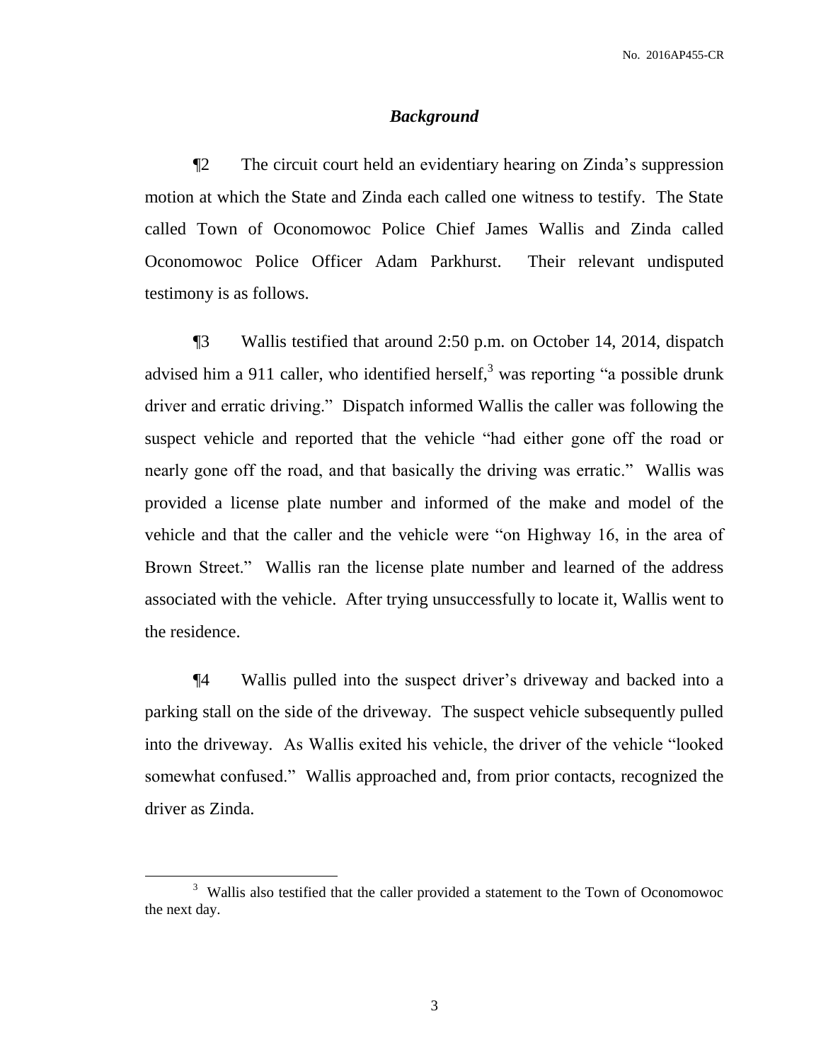## *Background*

¶2 The circuit court held an evidentiary hearing on Zinda's suppression motion at which the State and Zinda each called one witness to testify. The State called Town of Oconomowoc Police Chief James Wallis and Zinda called Oconomowoc Police Officer Adam Parkhurst. Their relevant undisputed testimony is as follows.

¶3 Wallis testified that around 2:50 p.m. on October 14, 2014, dispatch advised him a 911 caller, who identified herself,[3] was reporting "a possible drunk driver and erratic driving." Dispatch informed Wallis the caller was following the suspect vehicle and reported that the vehicle "had either gone off the road or nearly gone off the road, and that basically the driving was erratic." Wallis was provided a license plate number and informed of the make and model of the vehicle and that the caller and the vehicle were "on Highway 16, in the area of Brown Street." Wallis ran the license plate number and learned of the address associated with the vehicle. After trying unsuccessfully to locate it, Wallis went to the residence.

¶4 Wallis pulled into the suspect driver's driveway and backed into a parking stall on the side of the driveway. The suspect vehicle subsequently pulled into the driveway. As Wallis exited his vehicle, the driver of the vehicle "looked somewhat confused." Wallis approached and, from prior contacts, recognized the driver as Zinda.

---

[3] Wallis also testified that the caller provided a statement to the Town of Oconomowoc the next day.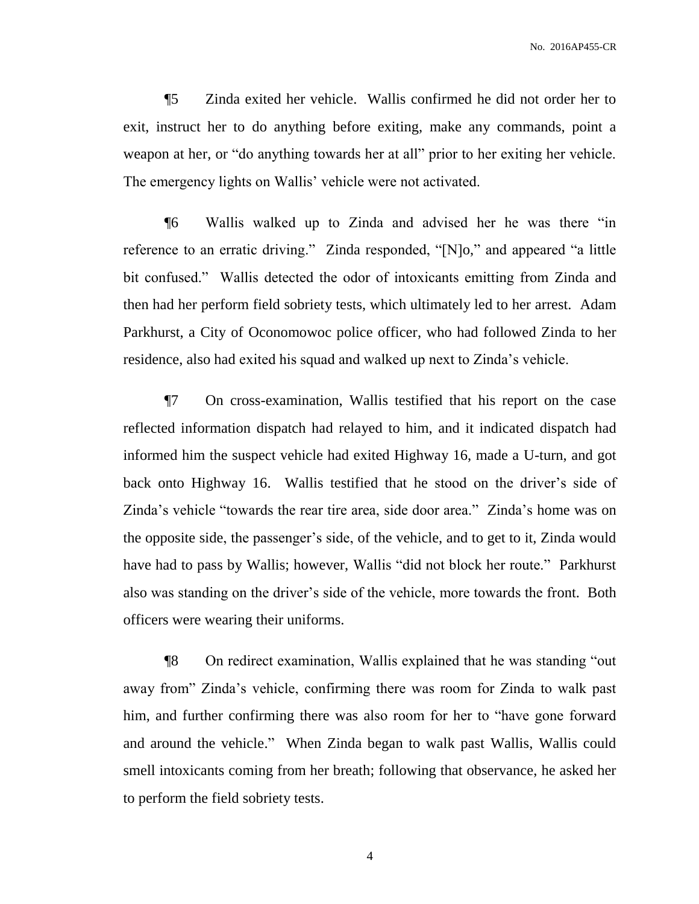¶5 Zinda exited her vehicle. Wallis confirmed he did not order her to exit, instruct her to do anything before exiting, make any commands, point a weapon at her, or "do anything towards her at all" prior to her exiting her vehicle. The emergency lights on Wallis' vehicle were not activated.

¶6 Wallis walked up to Zinda and advised her he was there "in reference to an erratic driving." Zinda responded, "[N]o," and appeared "a little bit confused." Wallis detected the odor of intoxicants emitting from Zinda and then had her perform field sobriety tests, which ultimately led to her arrest. Adam Parkhurst, a City of Oconomowoc police officer, who had followed Zinda to her residence, also had exited his squad and walked up next to Zinda's vehicle.

¶7 On cross-examination, Wallis testified that his report on the case reflected information dispatch had relayed to him, and it indicated dispatch had informed him the suspect vehicle had exited Highway 16, made a U-turn, and got back onto Highway 16. Wallis testified that he stood on the driver's side of Zinda's vehicle "towards the rear tire area, side door area." Zinda's home was on the opposite side, the passenger's side, of the vehicle, and to get to it, Zinda would have had to pass by Wallis; however, Wallis "did not block her route." Parkhurst also was standing on the driver's side of the vehicle, more towards the front. Both officers were wearing their uniforms.

¶8 On redirect examination, Wallis explained that he was standing "out away from" Zinda's vehicle, confirming there was room for Zinda to walk past him, and further confirming there was also room for her to "have gone forward and around the vehicle." When Zinda began to walk past Wallis, Wallis could smell intoxicants coming from her breath; following that observance, he asked her to perform the field sobriety tests.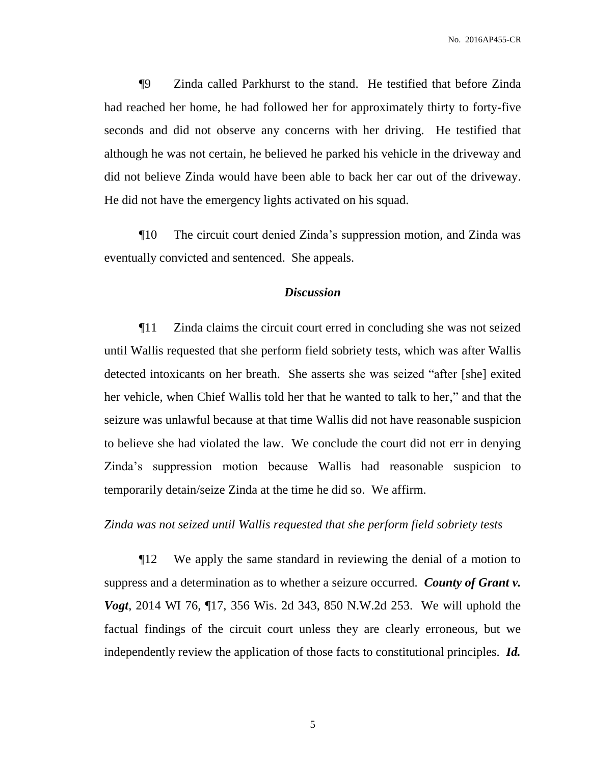¶9 Zinda called Parkhurst to the stand. He testified that before Zinda had reached her home, he had followed her for approximately thirty to forty-five seconds and did not observe any concerns with her driving. He testified that although he was not certain, he believed he parked his vehicle in the driveway and did not believe Zinda would have been able to back her car out of the driveway. He did not have the emergency lights activated on his squad.

¶10 The circuit court denied Zinda's suppression motion, and Zinda was eventually convicted and sentenced. She appeals.

## *Discussion*

¶11 Zinda claims the circuit court erred in concluding she was not seized until Wallis requested that she perform field sobriety tests, which was after Wallis detected intoxicants on her breath. She asserts she was seized "after [she] exited her vehicle, when Chief Wallis told her that he wanted to talk to her," and that the seizure was unlawful because at that time Wallis did not have reasonable suspicion to believe she had violated the law. We conclude the court did not err in denying Zinda's suppression motion because Wallis had reasonable suspicion to temporarily detain/seize Zinda at the time he did so. We affirm.

### *Zinda was not seized until Wallis requested that she perform field sobriety tests*

¶12 We apply the same standard in reviewing the denial of a motion to suppress and a determination as to whether a seizure occurred. ***County of Grant v. Vogt***, 2014 WI 76, ¶17, 356 Wis. 2d 343, 850 N.W.2d 253. We will uphold the factual findings of the circuit court unless they are clearly erroneous, but we independently review the application of those facts to constitutional principles. ***Id.***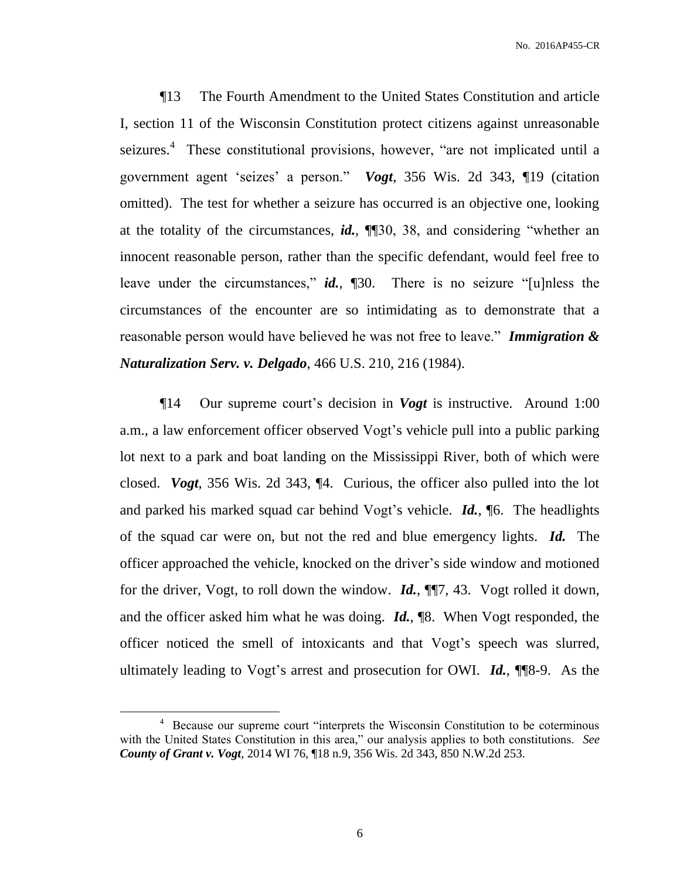¶13 The Fourth Amendment to the United States Constitution and article I, section 11 of the Wisconsin Constitution protect citizens against unreasonable seizures.[4] These constitutional provisions, however, "are not implicated until a government agent 'seizes' a person." ***Vogt***, 356 Wis. 2d 343, ¶19 (citation omitted). The test for whether a seizure has occurred is an objective one, looking at the totality of the circumstances, ***id.***, ¶¶30, 38, and considering "whether an innocent reasonable person, rather than the specific defendant, would feel free to leave under the circumstances," ***id.***, ¶30. There is no seizure "[u]nless the circumstances of the encounter are so intimidating as to demonstrate that a reasonable person would have believed he was not free to leave." ***Immigration & Naturalization Serv. v. Delgado***, 466 U.S. 210, 216 (1984).

¶14 Our supreme court's decision in ***Vogt*** is instructive. Around 1:00 a.m., a law enforcement officer observed Vogt's vehicle pull into a public parking lot next to a park and boat landing on the Mississippi River, both of which were closed. ***Vogt***, 356 Wis. 2d 343, ¶4. Curious, the officer also pulled into the lot and parked his marked squad car behind Vogt's vehicle. ***Id.***, ¶6. The headlights of the squad car were on, but not the red and blue emergency lights. ***Id.*** The officer approached the vehicle, knocked on the driver's side window and motioned for the driver, Vogt, to roll down the window. ***Id.***, ¶¶7, 43. Vogt rolled it down, and the officer asked him what he was doing. ***Id.***, ¶8. When Vogt responded, the officer noticed the smell of intoxicants and that Vogt's speech was slurred, ultimately leading to Vogt's arrest and prosecution for OWI. ***Id.***, ¶¶8-9. As the

---

[4] Because our supreme court "interprets the Wisconsin Constitution to be coterminous with the United States Constitution in this area," our analysis applies to both constitutions. *See* ***County of Grant v. Vogt***, 2014 WI 76, ¶18 n.9, 356 Wis. 2d 343, 850 N.W.2d 253.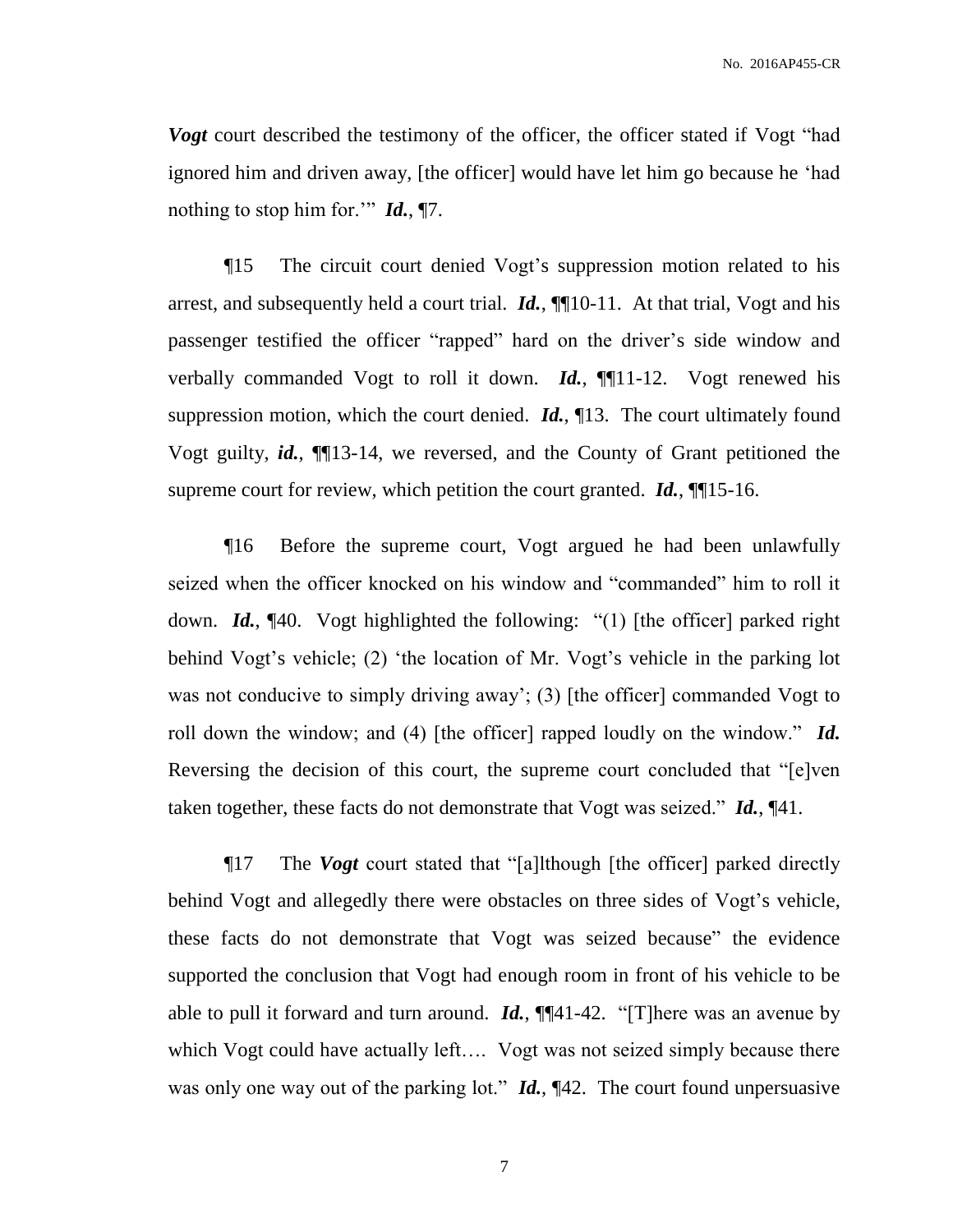***Vogt*** court described the testimony of the officer, the officer stated if Vogt "had ignored him and driven away, [the officer] would have let him go because he 'had nothing to stop him for.'" ***Id.***, ¶7.

¶15 The circuit court denied Vogt's suppression motion related to his arrest, and subsequently held a court trial. ***Id.***, ¶¶10-11. At that trial, Vogt and his passenger testified the officer "rapped" hard on the driver's side window and verbally commanded Vogt to roll it down. ***Id.***, ¶¶11-12. Vogt renewed his suppression motion, which the court denied. ***Id.***, ¶13. The court ultimately found Vogt guilty, ***id.***, ¶¶13-14, we reversed, and the County of Grant petitioned the supreme court for review, which petition the court granted. ***Id.***, ¶¶15-16.

¶16 Before the supreme court, Vogt argued he had been unlawfully seized when the officer knocked on his window and "commanded" him to roll it down. ***Id.***, ¶40. Vogt highlighted the following: "(1) [the officer] parked right behind Vogt's vehicle; (2) 'the location of Mr. Vogt's vehicle in the parking lot was not conducive to simply driving away'; (3) [the officer] commanded Vogt to roll down the window; and (4) [the officer] rapped loudly on the window." ***Id.*** Reversing the decision of this court, the supreme court concluded that "[e]ven taken together, these facts do not demonstrate that Vogt was seized." ***Id.***, ¶41.

¶17 The ***Vogt*** court stated that "[a]lthough [the officer] parked directly behind Vogt and allegedly there were obstacles on three sides of Vogt's vehicle, these facts do not demonstrate that Vogt was seized because" the evidence supported the conclusion that Vogt had enough room in front of his vehicle to be able to pull it forward and turn around. ***Id.***, ¶¶41-42. "[T]here was an avenue by which Vogt could have actually left…. Vogt was not seized simply because there was only one way out of the parking lot." ***Id.***, ¶42. The court found unpersuasive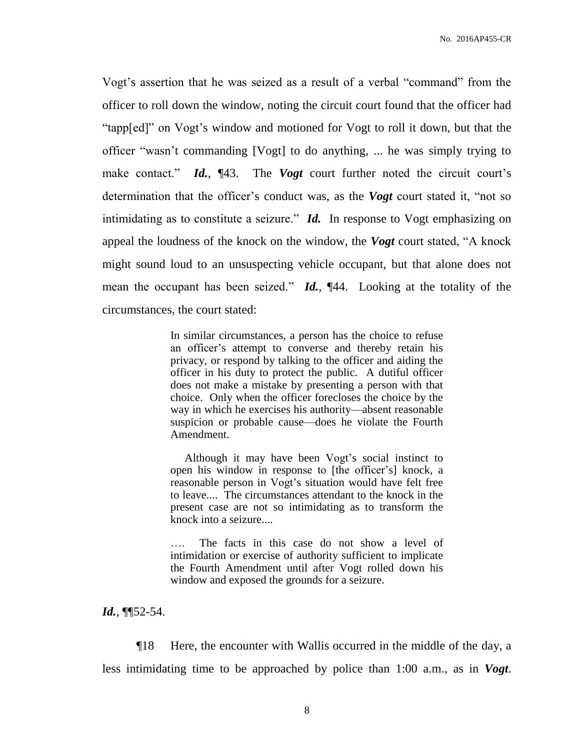Vogt's assertion that he was seized as a result of a verbal "command" from the officer to roll down the window, noting the circuit court found that the officer had "tapp[ed]" on Vogt's window and motioned for Vogt to roll it down, but that the officer "wasn't commanding [Vogt] to do anything, ... he was simply trying to make contact." ***Id.***, ¶43. The ***Vogt*** court further noted the circuit court's determination that the officer's conduct was, as the ***Vogt*** court stated it, "not so intimidating as to constitute a seizure." ***Id.*** In response to Vogt emphasizing on appeal the loudness of the knock on the window, the ***Vogt*** court stated, "A knock might sound loud to an unsuspecting vehicle occupant, but that alone does not mean the occupant has been seized." ***Id.***, ¶44. Looking at the totality of the circumstances, the court stated:

> In similar circumstances, a person has the choice to refuse an officer's attempt to converse and thereby retain his privacy, or respond by talking to the officer and aiding the officer in his duty to protect the public. A dutiful officer does not make a mistake by presenting a person with that choice. Only when the officer forecloses the choice by the way in which he exercises his authority—absent reasonable suspicion or probable cause—does he violate the Fourth Amendment.
>
> Although it may have been Vogt's social instinct to open his window in response to [the officer's] knock, a reasonable person in Vogt's situation would have felt free to leave.... The circumstances attendant to the knock in the present case are not so intimidating as to transform the knock into a seizure....
>
> .... The facts in this case do not show a level of intimidation or exercise of authority sufficient to implicate the Fourth Amendment until after Vogt rolled down his window and exposed the grounds for a seizure.

***Id.***, ¶¶52-54.

¶18 Here, the encounter with Wallis occurred in the middle of the day, a less intimidating time to be approached by police than 1:00 a.m., as in ***Vogt***.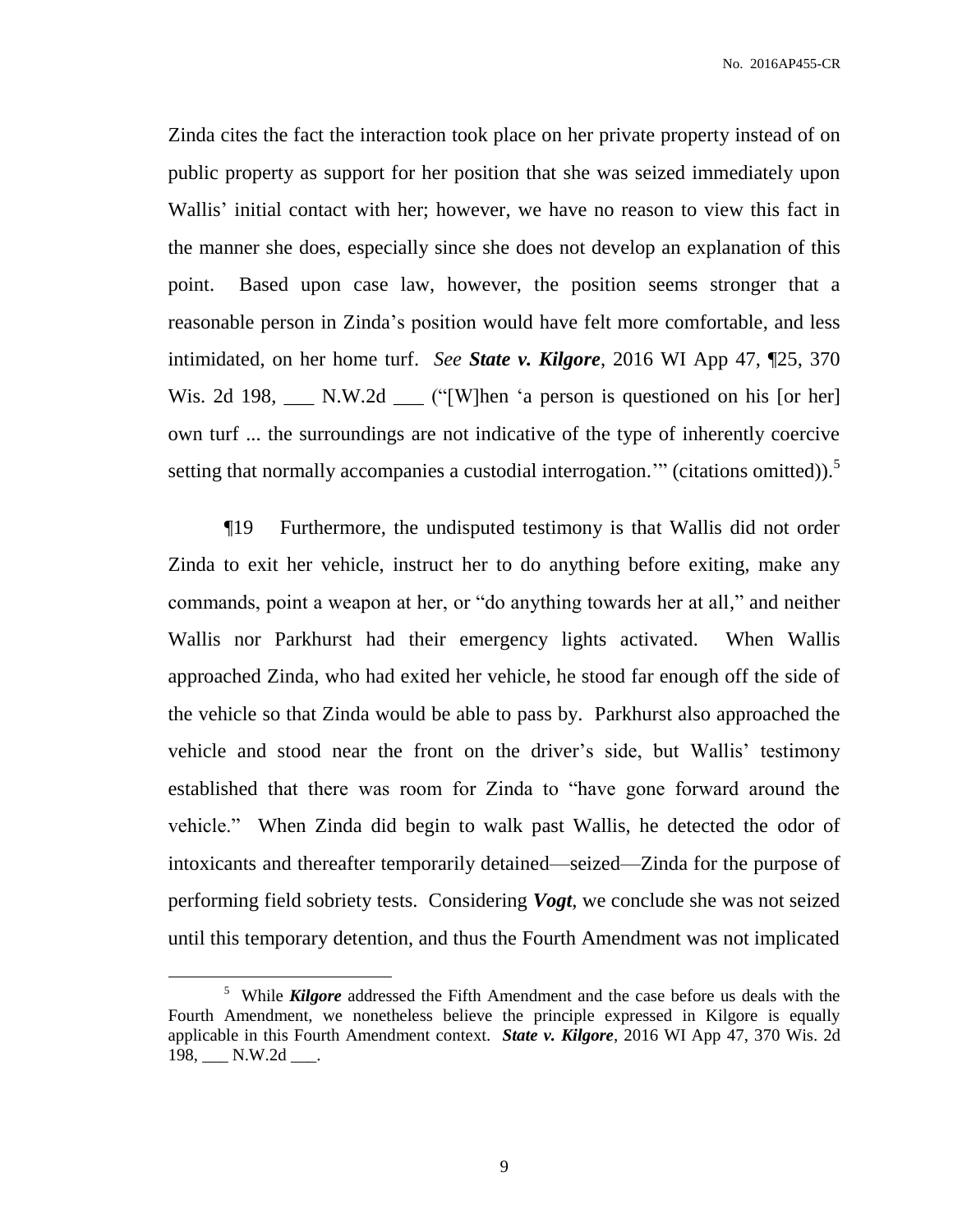Zinda cites the fact the interaction took place on her private property instead of on public property as support for her position that she was seized immediately upon Wallis' initial contact with her; however, we have no reason to view this fact in the manner she does, especially since she does not develop an explanation of this point. Based upon case law, however, the position seems stronger that a reasonable person in Zinda's position would have felt more comfortable, and less intimidated, on her home turf. *See* ***State v. Kilgore***, 2016 WI App 47, ¶25, 370 Wis. 2d 198, ___ N.W.2d ___ ("[W]hen 'a person is questioned on his [or her] own turf ... the surroundings are not indicative of the type of inherently coercive setting that normally accompanies a custodial interrogation.'" (citations omitted)).[5]

¶19 Furthermore, the undisputed testimony is that Wallis did not order Zinda to exit her vehicle, instruct her to do anything before exiting, make any commands, point a weapon at her, or "do anything towards her at all," and neither Wallis nor Parkhurst had their emergency lights activated. When Wallis approached Zinda, who had exited her vehicle, he stood far enough off the side of the vehicle so that Zinda would be able to pass by. Parkhurst also approached the vehicle and stood near the front on the driver's side, but Wallis' testimony established that there was room for Zinda to "have gone forward around the vehicle." When Zinda did begin to walk past Wallis, he detected the odor of intoxicants and thereafter temporarily detained—seized—Zinda for the purpose of performing field sobriety tests. Considering ***Vogt***, we conclude she was not seized until this temporary detention, and thus the Fourth Amendment was not implicated

[5] While ***Kilgore*** addressed the Fifth Amendment and the case before us deals with the Fourth Amendment, we nonetheless believe the principle expressed in Kilgore is equally applicable in this Fourth Amendment context. ***State v. Kilgore***, 2016 WI App 47, 370 Wis. 2d 198, ___ N.W.2d ___.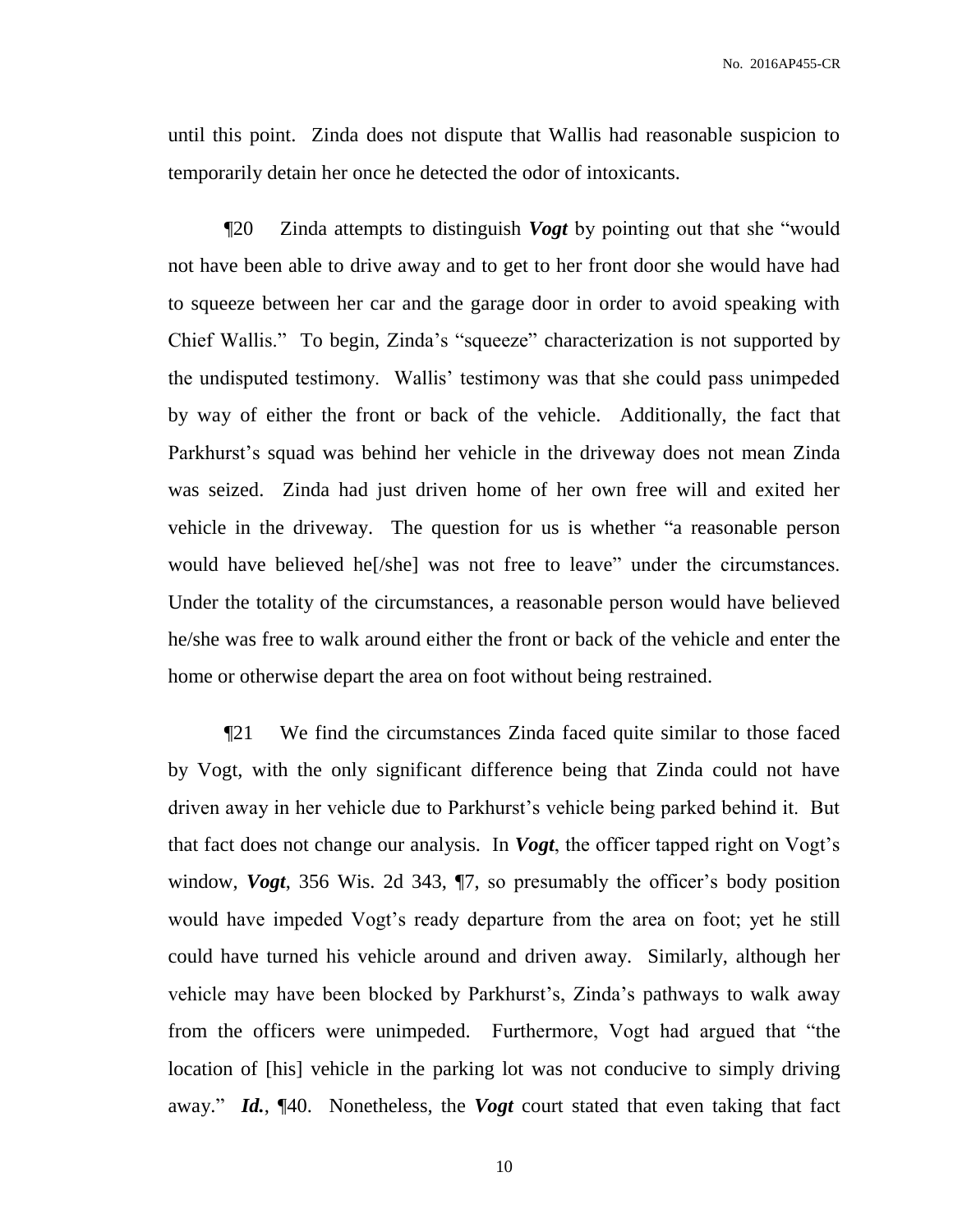until this point. Zinda does not dispute that Wallis had reasonable suspicion to temporarily detain her once he detected the odor of intoxicants.

¶20 Zinda attempts to distinguish ***Vogt*** by pointing out that she "would not have been able to drive away and to get to her front door she would have had to squeeze between her car and the garage door in order to avoid speaking with Chief Wallis." To begin, Zinda's "squeeze" characterization is not supported by the undisputed testimony. Wallis' testimony was that she could pass unimpeded by way of either the front or back of the vehicle. Additionally, the fact that Parkhurst's squad was behind her vehicle in the driveway does not mean Zinda was seized. Zinda had just driven home of her own free will and exited her vehicle in the driveway. The question for us is whether "a reasonable person would have believed he[/she] was not free to leave" under the circumstances. Under the totality of the circumstances, a reasonable person would have believed he/she was free to walk around either the front or back of the vehicle and enter the home or otherwise depart the area on foot without being restrained.

¶21 We find the circumstances Zinda faced quite similar to those faced by Vogt, with the only significant difference being that Zinda could not have driven away in her vehicle due to Parkhurst's vehicle being parked behind it. But that fact does not change our analysis. In ***Vogt***, the officer tapped right on Vogt's window, ***Vogt***, 356 Wis. 2d 343, ¶7, so presumably the officer's body position would have impeded Vogt's ready departure from the area on foot; yet he still could have turned his vehicle around and driven away. Similarly, although her vehicle may have been blocked by Parkhurst's, Zinda's pathways to walk away from the officers were unimpeded. Furthermore, Vogt had argued that "the location of [his] vehicle in the parking lot was not conducive to simply driving away." ***Id.***, ¶40. Nonetheless, the ***Vogt*** court stated that even taking that fact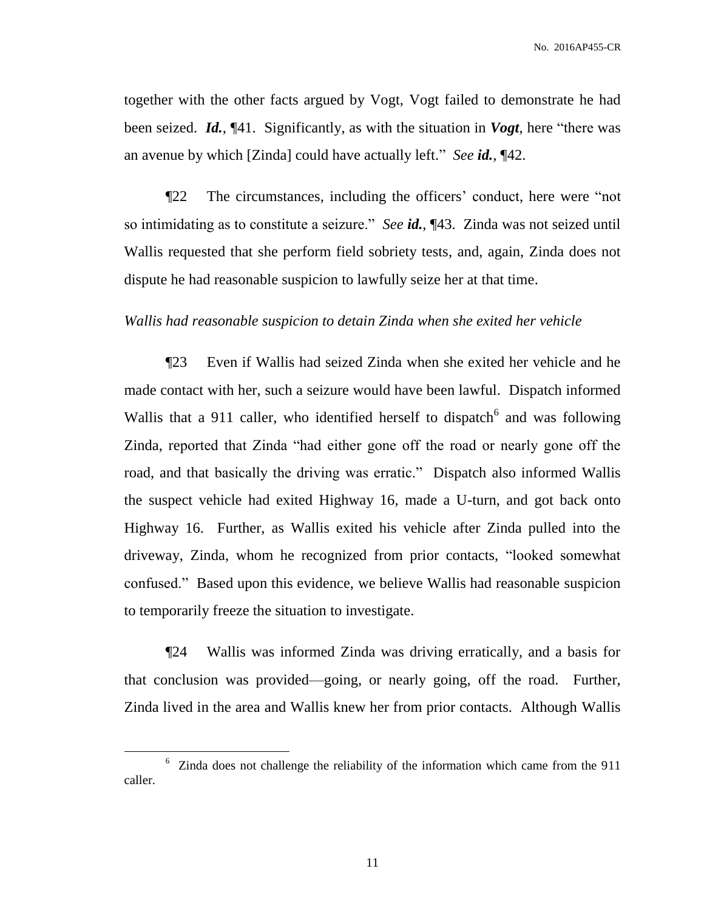together with the other facts argued by Vogt, Vogt failed to demonstrate he had been seized. ***Id.***, ¶41. Significantly, as with the situation in ***Vogt***, here "there was an avenue by which [Zinda] could have actually left." *See* ***id.***, ¶42.

¶22 The circumstances, including the officers' conduct, here were "not so intimidating as to constitute a seizure." *See* ***id.***, ¶43. Zinda was not seized until Wallis requested that she perform field sobriety tests, and, again, Zinda does not dispute he had reasonable suspicion to lawfully seize her at that time.

*Wallis had reasonable suspicion to detain Zinda when she exited her vehicle*

¶23 Even if Wallis had seized Zinda when she exited her vehicle and he made contact with her, such a seizure would have been lawful. Dispatch informed Wallis that a 911 caller, who identified herself to dispatch[6] and was following Zinda, reported that Zinda "had either gone off the road or nearly gone off the road, and that basically the driving was erratic." Dispatch also informed Wallis the suspect vehicle had exited Highway 16, made a U-turn, and got back onto Highway 16. Further, as Wallis exited his vehicle after Zinda pulled into the driveway, Zinda, whom he recognized from prior contacts, "looked somewhat confused." Based upon this evidence, we believe Wallis had reasonable suspicion to temporarily freeze the situation to investigate.

¶24 Wallis was informed Zinda was driving erratically, and a basis for that conclusion was provided—going, or nearly going, off the road. Further, Zinda lived in the area and Wallis knew her from prior contacts. Although Wallis

---

[6] Zinda does not challenge the reliability of the information which came from the 911 caller.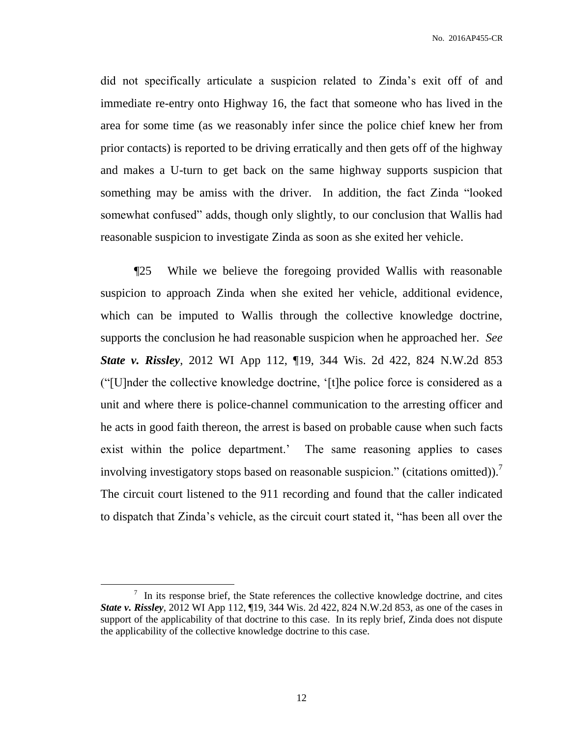did not specifically articulate a suspicion related to Zinda's exit off of and immediate re-entry onto Highway 16, the fact that someone who has lived in the area for some time (as we reasonably infer since the police chief knew her from prior contacts) is reported to be driving erratically and then gets off of the highway and makes a U-turn to get back on the same highway supports suspicion that something may be amiss with the driver. In addition, the fact Zinda "looked somewhat confused" adds, though only slightly, to our conclusion that Wallis had reasonable suspicion to investigate Zinda as soon as she exited her vehicle.

¶25 While we believe the foregoing provided Wallis with reasonable suspicion to approach Zinda when she exited her vehicle, additional evidence, which can be imputed to Wallis through the collective knowledge doctrine, supports the conclusion he had reasonable suspicion when he approached her. *See* ***State v. Rissley***, 2012 WI App 112, ¶19, 344 Wis. 2d 422, 824 N.W.2d 853 ("[U]nder the collective knowledge doctrine, '[t]he police force is considered as a unit and where there is police-channel communication to the arresting officer and he acts in good faith thereon, the arrest is based on probable cause when such facts exist within the police department.' The same reasoning applies to cases involving investigatory stops based on reasonable suspicion." (citations omitted)).[7] The circuit court listened to the 911 recording and found that the caller indicated to dispatch that Zinda's vehicle, as the circuit court stated it, "has been all over the

[7] In its response brief, the State references the collective knowledge doctrine, and cites ***State v. Rissley***, 2012 WI App 112, ¶19, 344 Wis. 2d 422, 824 N.W.2d 853, as one of the cases in support of the applicability of that doctrine to this case. In its reply brief, Zinda does not dispute the applicability of the collective knowledge doctrine to this case.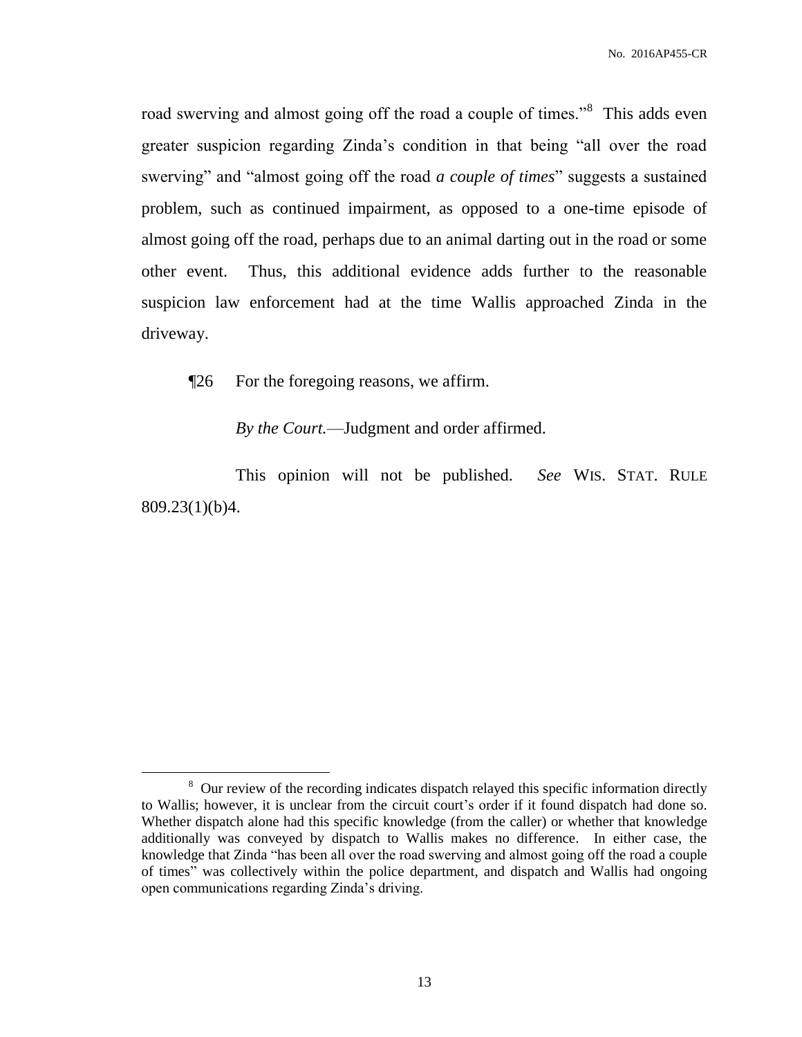road swerving and almost going off the road a couple of times."[8] This adds even greater suspicion regarding Zinda's condition in that being "all over the road swerving" and "almost going off the road *a couple of times*" suggests a sustained problem, such as continued impairment, as opposed to a one-time episode of almost going off the road, perhaps due to an animal darting out in the road or some other event. Thus, this additional evidence adds further to the reasonable suspicion law enforcement had at the time Wallis approached Zinda in the driveway.

¶26 For the foregoing reasons, we affirm.

*By the Court.*—Judgment and order affirmed.

This opinion will not be published. *See* WIS. STAT. RULE 809.23(1)(b)4.

---

[8] Our review of the recording indicates dispatch relayed this specific information directly to Wallis; however, it is unclear from the circuit court's order if it found dispatch had done so. Whether dispatch alone had this specific knowledge (from the caller) or whether that knowledge additionally was conveyed by dispatch to Wallis makes no difference. In either case, the knowledge that Zinda "has been all over the road swerving and almost going off the road a couple of times" was collectively within the police department, and dispatch and Wallis had ongoing open communications regarding Zinda's driving.